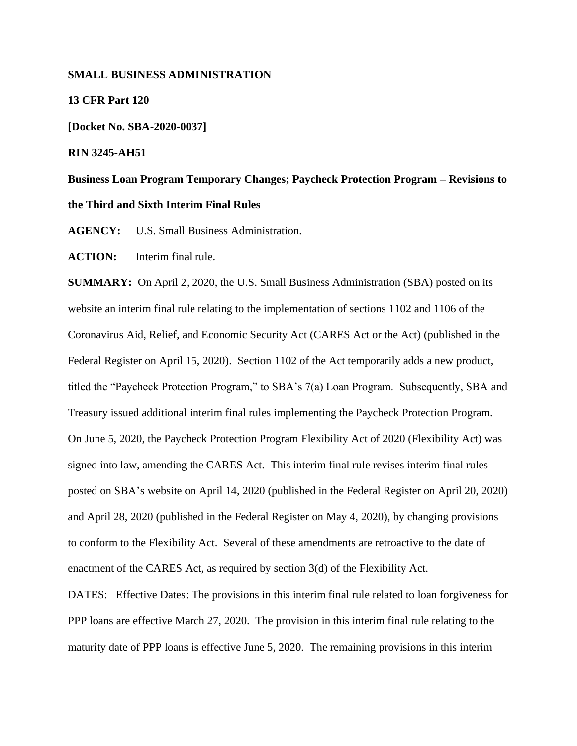**SMALL BUSINESS ADMINISTRATION**

**13 CFR Part 120**

**[Docket No. SBA-2020-0037]**

**RIN 3245-AH51**

**Business Loan Program Temporary Changes; Paycheck Protection Program – Revisions to the Third and Sixth Interim Final Rules**

**AGENCY:** U.S. Small Business Administration.

**ACTION:** Interim final rule.

**SUMMARY:** On April 2, 2020, the U.S. Small Business Administration (SBA) posted on its website an interim final rule relating to the implementation of sections 1102 and 1106 of the Coronavirus Aid, Relief, and Economic Security Act (CARES Act or the Act) (published in the Federal Register on April 15, 2020). Section 1102 of the Act temporarily adds a new product, titled the "Paycheck Protection Program," to SBA's 7(a) Loan Program. Subsequently, SBA and Treasury issued additional interim final rules implementing the Paycheck Protection Program. On June 5, 2020, the Paycheck Protection Program Flexibility Act of 2020 (Flexibility Act) was signed into law, amending the CARES Act. This interim final rule revises interim final rules posted on SBA's website on April 14, 2020 (published in the Federal Register on April 20, 2020) and April 28, 2020 (published in the Federal Register on May 4, 2020), by changing provisions to conform to the Flexibility Act. Several of these amendments are retroactive to the date of enactment of the CARES Act, as required by section 3(d) of the Flexibility Act.

DATES: Effective Dates: The provisions in this interim final rule related to loan forgiveness for PPP loans are effective March 27, 2020. The provision in this interim final rule relating to the maturity date of PPP loans is effective June 5, 2020. The remaining provisions in this interim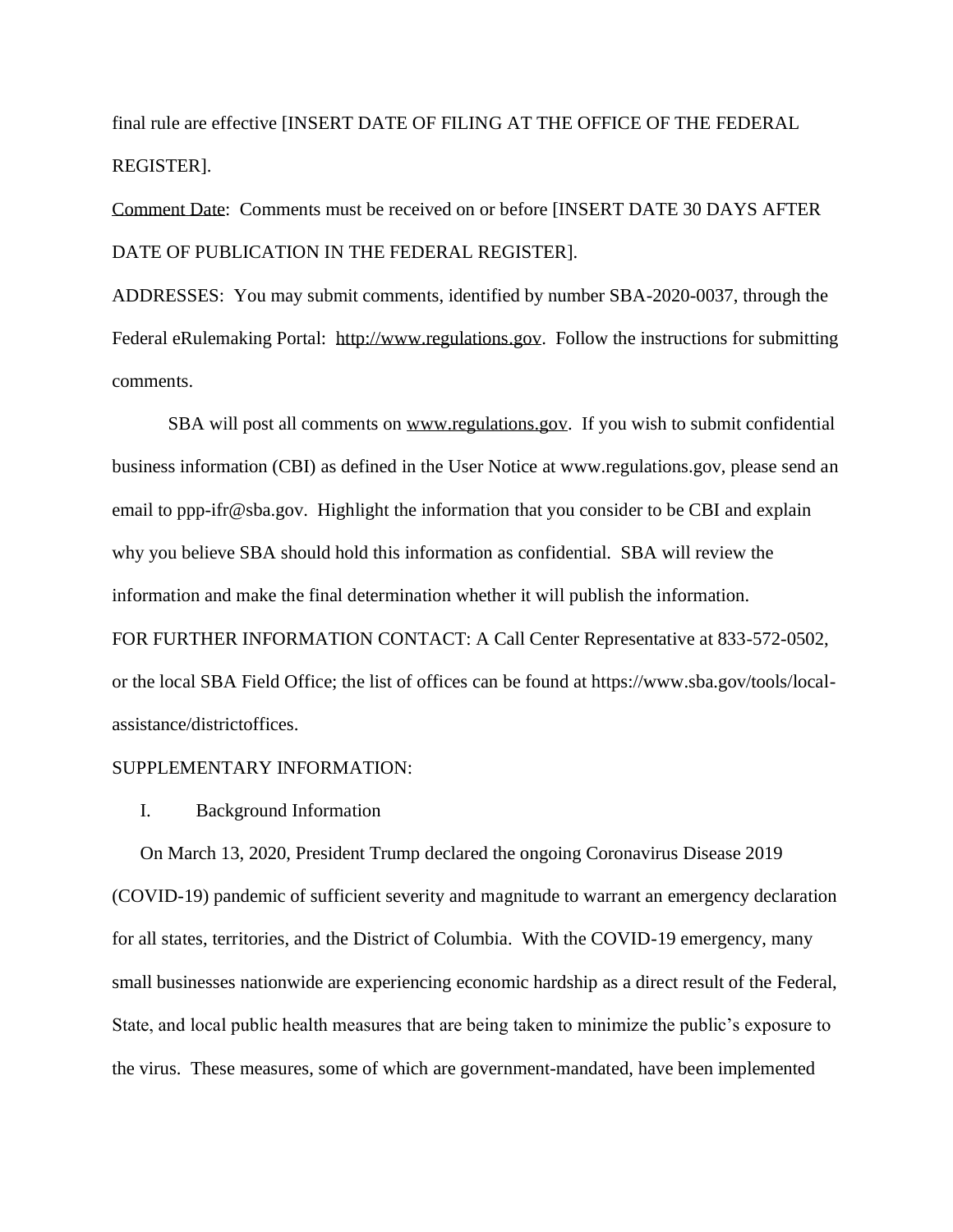final rule are effective [INSERT DATE OF FILING AT THE OFFICE OF THE FEDERAL REGISTER].

Comment Date: Comments must be received on or before [INSERT DATE 30 DAYS AFTER DATE OF PUBLICATION IN THE FEDERAL REGISTER].

ADDRESSES: You may submit comments, identified by number SBA-2020-0037, through the Federal eRulemaking Portal: http://www.regulations.gov. Follow the instructions for submitting comments.

SBA will post all comments on www.regulations.gov. If you wish to submit confidential business information (CBI) as defined in the User Notice at www.regulations.gov, please send an email to ppp-ifr@sba.gov. Highlight the information that you consider to be CBI and explain why you believe SBA should hold this information as confidential. SBA will review the information and make the final determination whether it will publish the information.

FOR FURTHER INFORMATION CONTACT: A Call Center Representative at 833-572-0502, or the local SBA Field Office; the list of offices can be found at https://www.sba.gov/tools/local-assistance/districtoffices.

SUPPLEMENTARY INFORMATION:

I. Background Information

On March 13, 2020, President Trump declared the ongoing Coronavirus Disease 2019 (COVID-19) pandemic of sufficient severity and magnitude to warrant an emergency declaration for all states, territories, and the District of Columbia. With the COVID-19 emergency, many small businesses nationwide are experiencing economic hardship as a direct result of the Federal, State, and local public health measures that are being taken to minimize the public's exposure to the virus. These measures, some of which are government-mandated, have been implemented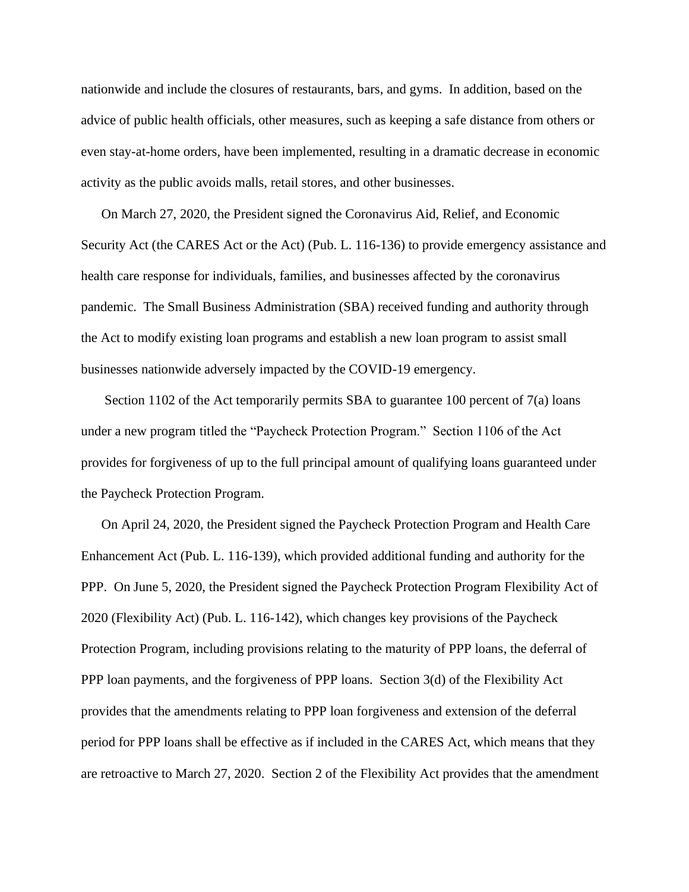nationwide and include the closures of restaurants, bars, and gyms. In addition, based on the advice of public health officials, other measures, such as keeping a safe distance from others or even stay-at-home orders, have been implemented, resulting in a dramatic decrease in economic activity as the public avoids malls, retail stores, and other businesses.

On March 27, 2020, the President signed the Coronavirus Aid, Relief, and Economic Security Act (the CARES Act or the Act) (Pub. L. 116-136) to provide emergency assistance and health care response for individuals, families, and businesses affected by the coronavirus pandemic. The Small Business Administration (SBA) received funding and authority through the Act to modify existing loan programs and establish a new loan program to assist small businesses nationwide adversely impacted by the COVID-19 emergency.

Section 1102 of the Act temporarily permits SBA to guarantee 100 percent of 7(a) loans under a new program titled the "Paycheck Protection Program." Section 1106 of the Act provides for forgiveness of up to the full principal amount of qualifying loans guaranteed under the Paycheck Protection Program.

On April 24, 2020, the President signed the Paycheck Protection Program and Health Care Enhancement Act (Pub. L. 116-139), which provided additional funding and authority for the PPP. On June 5, 2020, the President signed the Paycheck Protection Program Flexibility Act of 2020 (Flexibility Act) (Pub. L. 116-142), which changes key provisions of the Paycheck Protection Program, including provisions relating to the maturity of PPP loans, the deferral of PPP loan payments, and the forgiveness of PPP loans. Section 3(d) of the Flexibility Act provides that the amendments relating to PPP loan forgiveness and extension of the deferral period for PPP loans shall be effective as if included in the CARES Act, which means that they are retroactive to March 27, 2020. Section 2 of the Flexibility Act provides that the amendment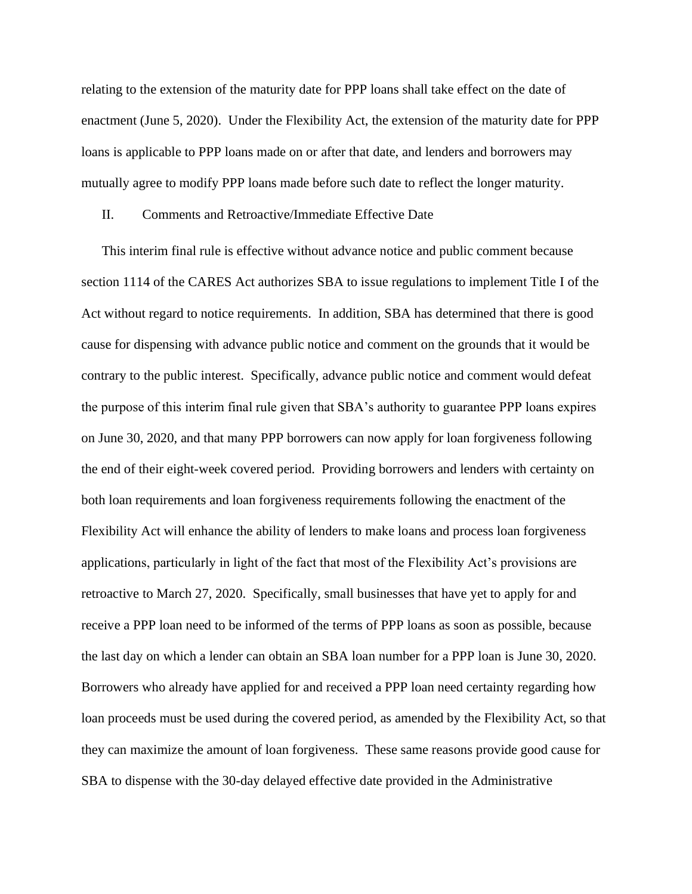relating to the extension of the maturity date for PPP loans shall take effect on the date of enactment (June 5, 2020). Under the Flexibility Act, the extension of the maturity date for PPP loans is applicable to PPP loans made on or after that date, and lenders and borrowers may mutually agree to modify PPP loans made before such date to reflect the longer maturity.

## II. Comments and Retroactive/Immediate Effective Date

This interim final rule is effective without advance notice and public comment because section 1114 of the CARES Act authorizes SBA to issue regulations to implement Title I of the Act without regard to notice requirements. In addition, SBA has determined that there is good cause for dispensing with advance public notice and comment on the grounds that it would be contrary to the public interest. Specifically, advance public notice and comment would defeat the purpose of this interim final rule given that SBA's authority to guarantee PPP loans expires on June 30, 2020, and that many PPP borrowers can now apply for loan forgiveness following the end of their eight-week covered period. Providing borrowers and lenders with certainty on both loan requirements and loan forgiveness requirements following the enactment of the Flexibility Act will enhance the ability of lenders to make loans and process loan forgiveness applications, particularly in light of the fact that most of the Flexibility Act's provisions are retroactive to March 27, 2020. Specifically, small businesses that have yet to apply for and receive a PPP loan need to be informed of the terms of PPP loans as soon as possible, because the last day on which a lender can obtain an SBA loan number for a PPP loan is June 30, 2020. Borrowers who already have applied for and received a PPP loan need certainty regarding how loan proceeds must be used during the covered period, as amended by the Flexibility Act, so that they can maximize the amount of loan forgiveness. These same reasons provide good cause for SBA to dispense with the 30-day delayed effective date provided in the Administrative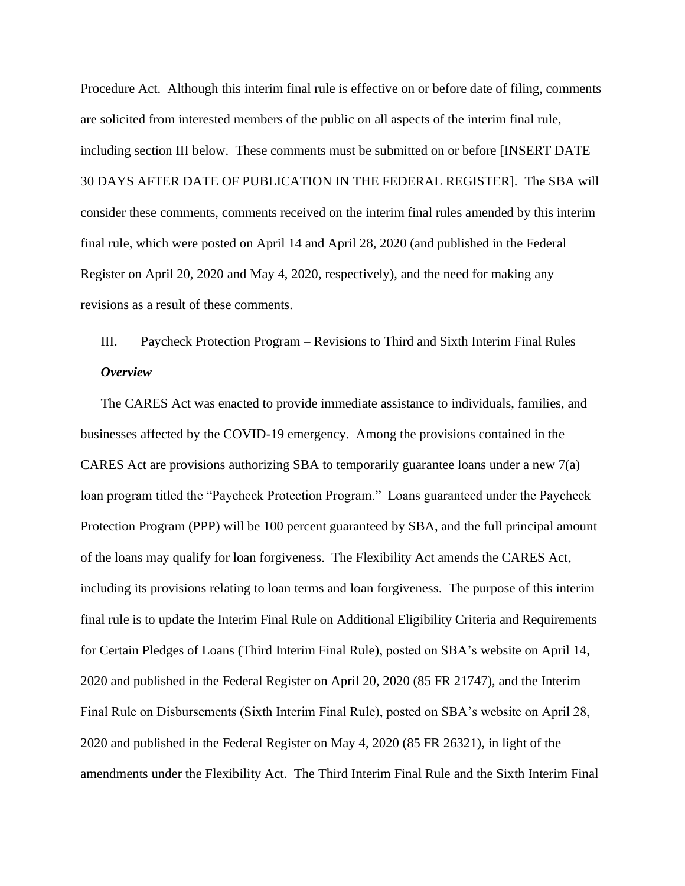Procedure Act. Although this interim final rule is effective on or before date of filing, comments are solicited from interested members of the public on all aspects of the interim final rule, including section III below. These comments must be submitted on or before [INSERT DATE 30 DAYS AFTER DATE OF PUBLICATION IN THE FEDERAL REGISTER]. The SBA will consider these comments, comments received on the interim final rules amended by this interim final rule, which were posted on April 14 and April 28, 2020 (and published in the Federal Register on April 20, 2020 and May 4, 2020, respectively), and the need for making any revisions as a result of these comments.

## III. Paycheck Protection Program – Revisions to Third and Sixth Interim Final Rules

***Overview***

The CARES Act was enacted to provide immediate assistance to individuals, families, and businesses affected by the COVID-19 emergency. Among the provisions contained in the CARES Act are provisions authorizing SBA to temporarily guarantee loans under a new 7(a) loan program titled the "Paycheck Protection Program." Loans guaranteed under the Paycheck Protection Program (PPP) will be 100 percent guaranteed by SBA, and the full principal amount of the loans may qualify for loan forgiveness. The Flexibility Act amends the CARES Act, including its provisions relating to loan terms and loan forgiveness. The purpose of this interim final rule is to update the Interim Final Rule on Additional Eligibility Criteria and Requirements for Certain Pledges of Loans (Third Interim Final Rule), posted on SBA's website on April 14, 2020 and published in the Federal Register on April 20, 2020 (85 FR 21747), and the Interim Final Rule on Disbursements (Sixth Interim Final Rule), posted on SBA's website on April 28, 2020 and published in the Federal Register on May 4, 2020 (85 FR 26321), in light of the amendments under the Flexibility Act. The Third Interim Final Rule and the Sixth Interim Final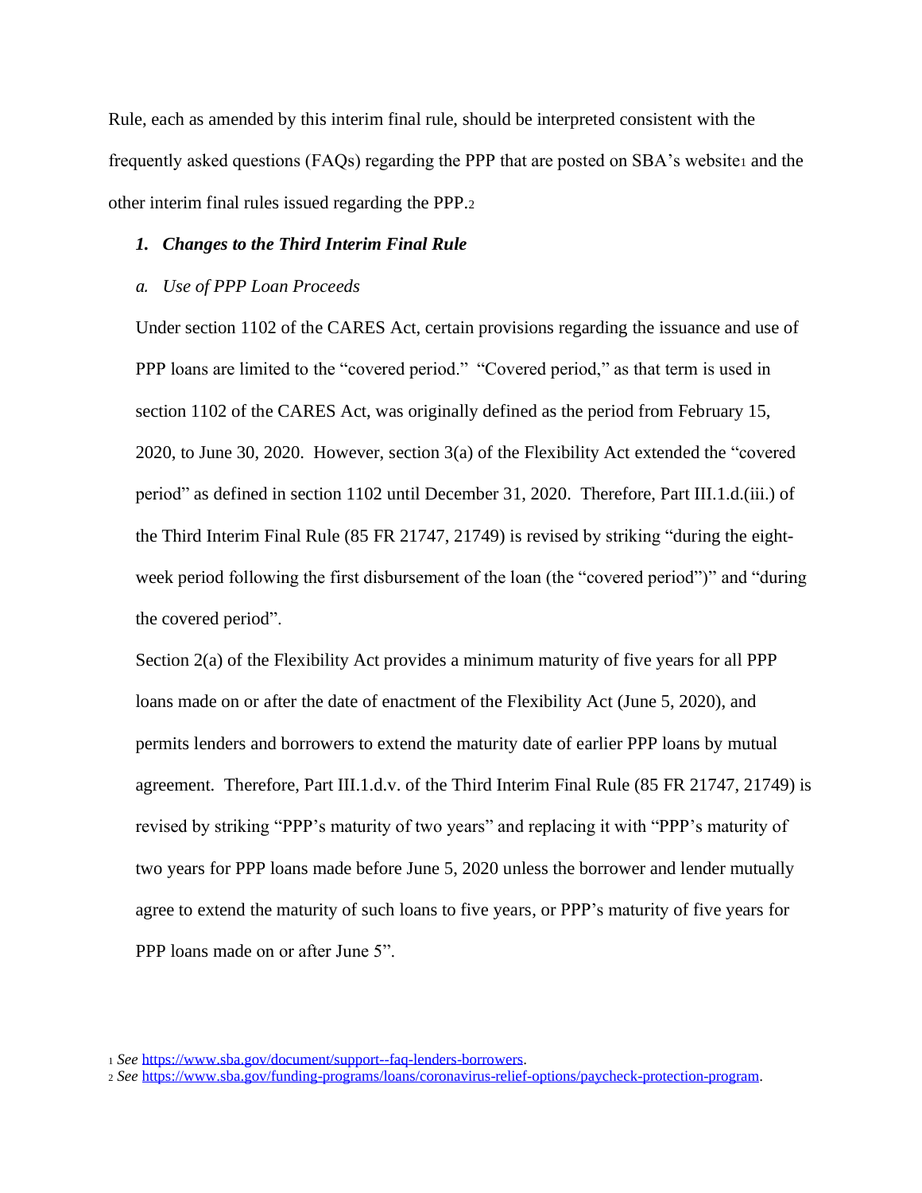Rule, each as amended by this interim final rule, should be interpreted consistent with the frequently asked questions (FAQs) regarding the PPP that are posted on SBA's website[1] and the other interim final rules issued regarding the PPP.[2]

### *1. Changes to the Third Interim Final Rule*

#### *a. Use of PPP Loan Proceeds*

Under section 1102 of the CARES Act, certain provisions regarding the issuance and use of PPP loans are limited to the "covered period." "Covered period," as that term is used in section 1102 of the CARES Act, was originally defined as the period from February 15, 2020, to June 30, 2020. However, section 3(a) of the Flexibility Act extended the "covered period" as defined in section 1102 until December 31, 2020. Therefore, Part III.1.d.(iii.) of the Third Interim Final Rule (85 FR 21747, 21749) is revised by striking "during the eight-week period following the first disbursement of the loan (the "covered period")" and "during the covered period".

Section 2(a) of the Flexibility Act provides a minimum maturity of five years for all PPP loans made on or after the date of enactment of the Flexibility Act (June 5, 2020), and permits lenders and borrowers to extend the maturity date of earlier PPP loans by mutual agreement. Therefore, Part III.1.d.v. of the Third Interim Final Rule (85 FR 21747, 21749) is revised by striking "PPP's maturity of two years" and replacing it with "PPP's maturity of two years for PPP loans made before June 5, 2020 unless the borrower and lender mutually agree to extend the maturity of such loans to five years, or PPP's maturity of five years for PPP loans made on or after June 5".

[1] *See* https://www.sba.gov/document/support--faq-lenders-borrowers.

[2] *See* https://www.sba.gov/funding-programs/loans/coronavirus-relief-options/paycheck-protection-program.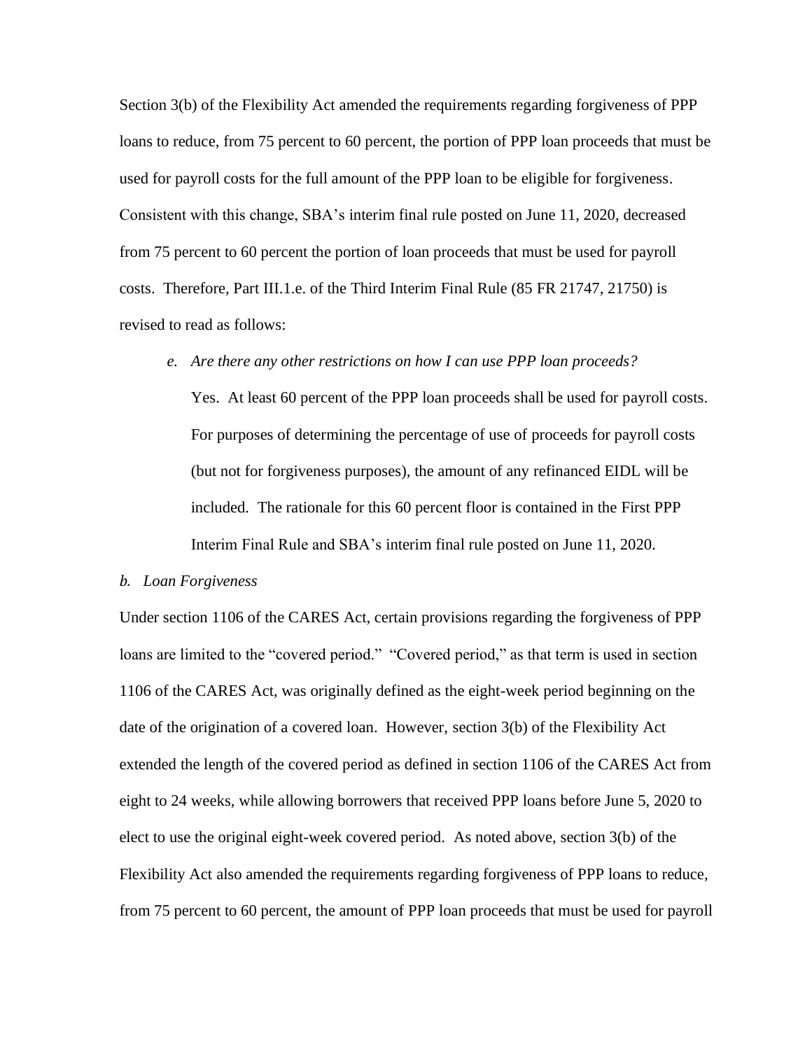Section 3(b) of the Flexibility Act amended the requirements regarding forgiveness of PPP loans to reduce, from 75 percent to 60 percent, the portion of PPP loan proceeds that must be used for payroll costs for the full amount of the PPP loan to be eligible for forgiveness. Consistent with this change, SBA's interim final rule posted on June 11, 2020, decreased from 75 percent to 60 percent the portion of loan proceeds that must be used for payroll costs. Therefore, Part III.1.e. of the Third Interim Final Rule (85 FR 21747, 21750) is revised to read as follows:

> *e. Are there any other restrictions on how I can use PPP loan proceeds?*
>
> Yes. At least 60 percent of the PPP loan proceeds shall be used for payroll costs. For purposes of determining the percentage of use of proceeds for payroll costs (but not for forgiveness purposes), the amount of any refinanced EIDL will be included. The rationale for this 60 percent floor is contained in the First PPP Interim Final Rule and SBA's interim final rule posted on June 11, 2020.

*b. Loan Forgiveness*

Under section 1106 of the CARES Act, certain provisions regarding the forgiveness of PPP loans are limited to the "covered period." "Covered period," as that term is used in section 1106 of the CARES Act, was originally defined as the eight-week period beginning on the date of the origination of a covered loan. However, section 3(b) of the Flexibility Act extended the length of the covered period as defined in section 1106 of the CARES Act from eight to 24 weeks, while allowing borrowers that received PPP loans before June 5, 2020 to elect to use the original eight-week covered period. As noted above, section 3(b) of the Flexibility Act also amended the requirements regarding forgiveness of PPP loans to reduce, from 75 percent to 60 percent, the amount of PPP loan proceeds that must be used for payroll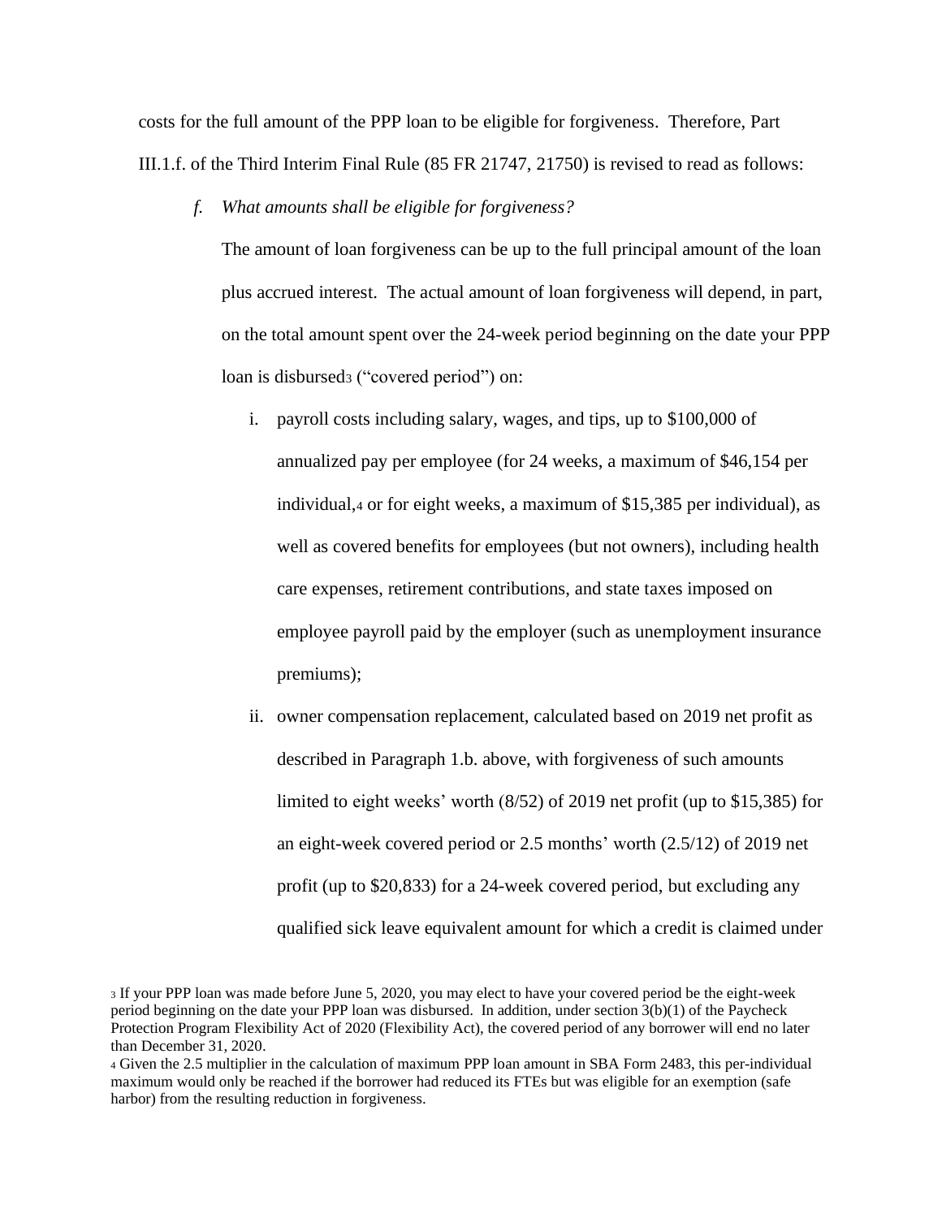costs for the full amount of the PPP loan to be eligible for forgiveness. Therefore, Part III.1.f. of the Third Interim Final Rule (85 FR 21747, 21750) is revised to read as follows:

*f. What amounts shall be eligible for forgiveness?*

The amount of loan forgiveness can be up to the full principal amount of the loan plus accrued interest. The actual amount of loan forgiveness will depend, in part, on the total amount spent over the 24-week period beginning on the date your PPP loan is disbursed[3] ("covered period") on:

i. payroll costs including salary, wages, and tips, up to $100,000 of annualized pay per employee (for 24 weeks, a maximum of $46,154 per individual,[4] or for eight weeks, a maximum of $15,385 per individual), as well as covered benefits for employees (but not owners), including health care expenses, retirement contributions, and state taxes imposed on employee payroll paid by the employer (such as unemployment insurance premiums);

ii. owner compensation replacement, calculated based on 2019 net profit as described in Paragraph 1.b. above, with forgiveness of such amounts limited to eight weeks' worth (8/52) of 2019 net profit (up to $15,385) for an eight-week covered period or 2.5 months' worth (2.5/12) of 2019 net profit (up to $20,833) for a 24-week covered period, but excluding any qualified sick leave equivalent amount for which a credit is claimed under

[3] If your PPP loan was made before June 5, 2020, you may elect to have your covered period be the eight-week period beginning on the date your PPP loan was disbursed. In addition, under section 3(b)(1) of the Paycheck Protection Program Flexibility Act of 2020 (Flexibility Act), the covered period of any borrower will end no later than December 31, 2020.

[4] Given the 2.5 multiplier in the calculation of maximum PPP loan amount in SBA Form 2483, this per-individual maximum would only be reached if the borrower had reduced its FTEs but was eligible for an exemption (safe harbor) from the resulting reduction in forgiveness.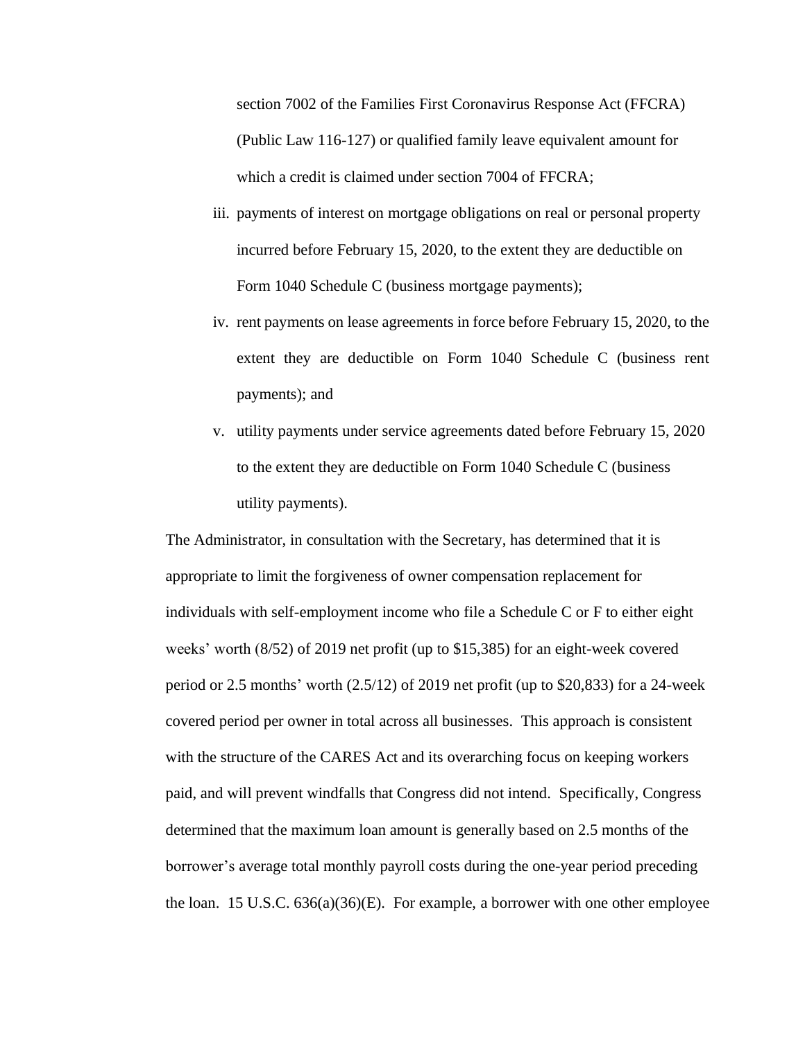section 7002 of the Families First Coronavirus Response Act (FFCRA) (Public Law 116-127) or qualified family leave equivalent amount for which a credit is claimed under section 7004 of FFCRA;

iii. payments of interest on mortgage obligations on real or personal property incurred before February 15, 2020, to the extent they are deductible on Form 1040 Schedule C (business mortgage payments);

iv. rent payments on lease agreements in force before February 15, 2020, to the extent they are deductible on Form 1040 Schedule C (business rent payments); and

v. utility payments under service agreements dated before February 15, 2020 to the extent they are deductible on Form 1040 Schedule C (business utility payments).

The Administrator, in consultation with the Secretary, has determined that it is appropriate to limit the forgiveness of owner compensation replacement for individuals with self-employment income who file a Schedule C or F to either eight weeks' worth (8/52) of 2019 net profit (up to $15,385) for an eight-week covered period or 2.5 months' worth (2.5/12) of 2019 net profit (up to $20,833) for a 24-week covered period per owner in total across all businesses. This approach is consistent with the structure of the CARES Act and its overarching focus on keeping workers paid, and will prevent windfalls that Congress did not intend. Specifically, Congress determined that the maximum loan amount is generally based on 2.5 months of the borrower's average total monthly payroll costs during the one-year period preceding the loan. 15 U.S.C. 636(a)(36)(E). For example, a borrower with one other employee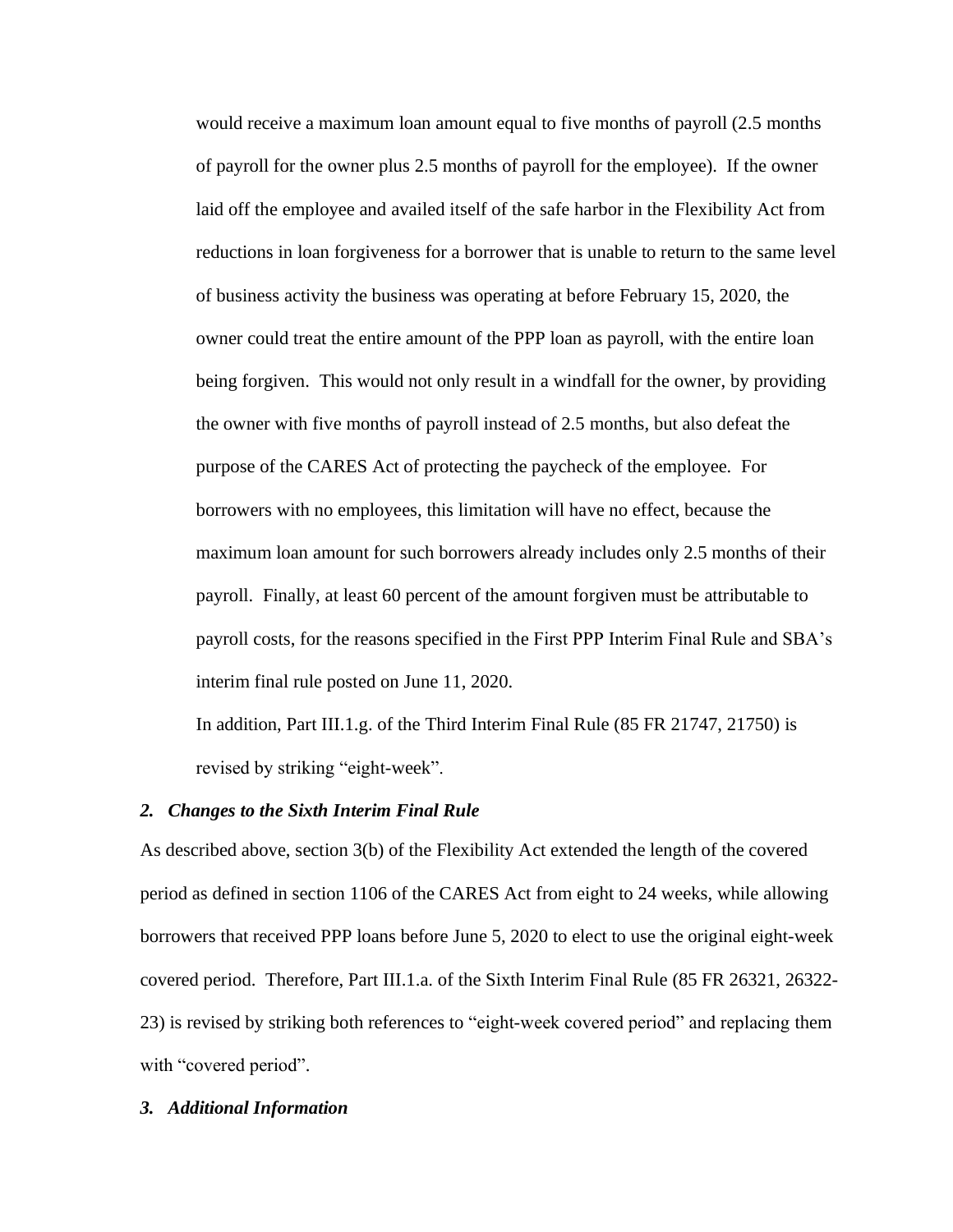would receive a maximum loan amount equal to five months of payroll (2.5 months of payroll for the owner plus 2.5 months of payroll for the employee). If the owner laid off the employee and availed itself of the safe harbor in the Flexibility Act from reductions in loan forgiveness for a borrower that is unable to return to the same level of business activity the business was operating at before February 15, 2020, the owner could treat the entire amount of the PPP loan as payroll, with the entire loan being forgiven. This would not only result in a windfall for the owner, by providing the owner with five months of payroll instead of 2.5 months, but also defeat the purpose of the CARES Act of protecting the paycheck of the employee. For borrowers with no employees, this limitation will have no effect, because the maximum loan amount for such borrowers already includes only 2.5 months of their payroll. Finally, at least 60 percent of the amount forgiven must be attributable to payroll costs, for the reasons specified in the First PPP Interim Final Rule and SBA's interim final rule posted on June 11, 2020.

In addition, Part III.1.g. of the Third Interim Final Rule (85 FR 21747, 21750) is revised by striking "eight-week".

### *2. Changes to the Sixth Interim Final Rule*

As described above, section 3(b) of the Flexibility Act extended the length of the covered period as defined in section 1106 of the CARES Act from eight to 24 weeks, while allowing borrowers that received PPP loans before June 5, 2020 to elect to use the original eight-week covered period. Therefore, Part III.1.a. of the Sixth Interim Final Rule (85 FR 26321, 26322-23) is revised by striking both references to "eight-week covered period" and replacing them with "covered period".

### *3. Additional Information*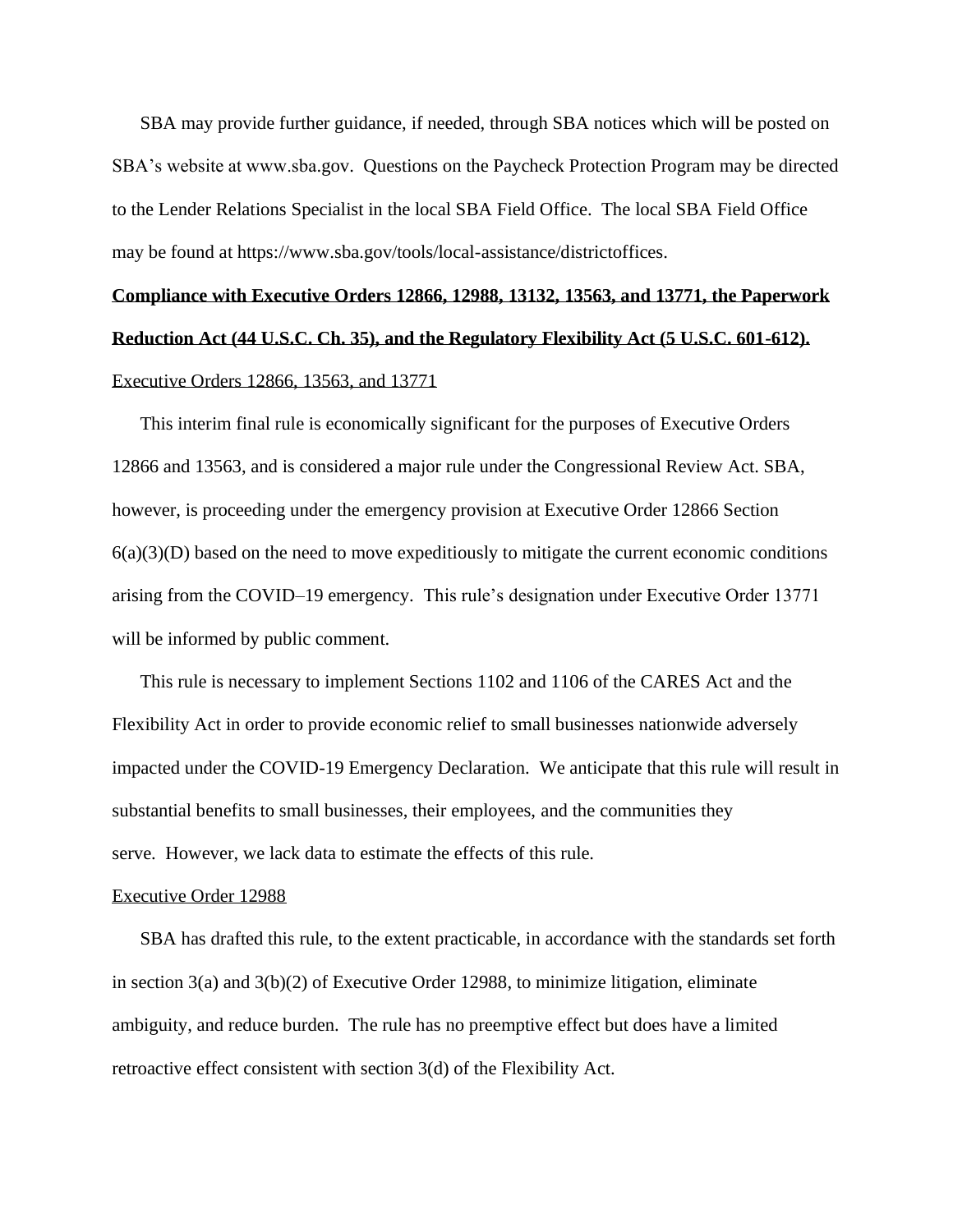SBA may provide further guidance, if needed, through SBA notices which will be posted on SBA's website at www.sba.gov. Questions on the Paycheck Protection Program may be directed to the Lender Relations Specialist in the local SBA Field Office. The local SBA Field Office may be found at https://www.sba.gov/tools/local-assistance/districtoffices.

**Compliance with Executive Orders 12866, 12988, 13132, 13563, and 13771, the Paperwork Reduction Act (44 U.S.C. Ch. 35), and the Regulatory Flexibility Act (5 U.S.C. 601-612).**

Executive Orders 12866, 13563, and 13771

This interim final rule is economically significant for the purposes of Executive Orders 12866 and 13563, and is considered a major rule under the Congressional Review Act. SBA, however, is proceeding under the emergency provision at Executive Order 12866 Section 6(a)(3)(D) based on the need to move expeditiously to mitigate the current economic conditions arising from the COVID–19 emergency. This rule's designation under Executive Order 13771 will be informed by public comment.

This rule is necessary to implement Sections 1102 and 1106 of the CARES Act and the Flexibility Act in order to provide economic relief to small businesses nationwide adversely impacted under the COVID-19 Emergency Declaration. We anticipate that this rule will result in substantial benefits to small businesses, their employees, and the communities they serve. However, we lack data to estimate the effects of this rule.

Executive Order 12988

SBA has drafted this rule, to the extent practicable, in accordance with the standards set forth in section 3(a) and 3(b)(2) of Executive Order 12988, to minimize litigation, eliminate ambiguity, and reduce burden. The rule has no preemptive effect but does have a limited retroactive effect consistent with section 3(d) of the Flexibility Act.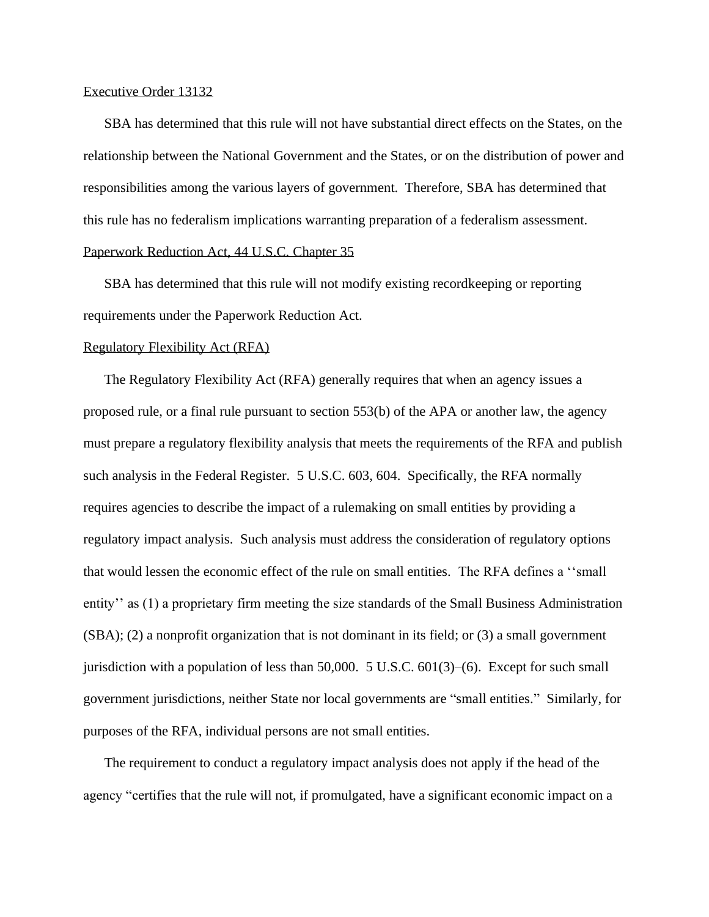Executive Order 13132

SBA has determined that this rule will not have substantial direct effects on the States, on the relationship between the National Government and the States, or on the distribution of power and responsibilities among the various layers of government. Therefore, SBA has determined that this rule has no federalism implications warranting preparation of a federalism assessment.

Paperwork Reduction Act, 44 U.S.C. Chapter 35

SBA has determined that this rule will not modify existing recordkeeping or reporting requirements under the Paperwork Reduction Act.

Regulatory Flexibility Act (RFA)

The Regulatory Flexibility Act (RFA) generally requires that when an agency issues a proposed rule, or a final rule pursuant to section 553(b) of the APA or another law, the agency must prepare a regulatory flexibility analysis that meets the requirements of the RFA and publish such analysis in the Federal Register. 5 U.S.C. 603, 604. Specifically, the RFA normally requires agencies to describe the impact of a rulemaking on small entities by providing a regulatory impact analysis. Such analysis must address the consideration of regulatory options that would lessen the economic effect of the rule on small entities. The RFA defines a ''small entity'' as (1) a proprietary firm meeting the size standards of the Small Business Administration (SBA); (2) a nonprofit organization that is not dominant in its field; or (3) a small government jurisdiction with a population of less than 50,000. 5 U.S.C. 601(3)–(6). Except for such small government jurisdictions, neither State nor local governments are "small entities." Similarly, for purposes of the RFA, individual persons are not small entities.

The requirement to conduct a regulatory impact analysis does not apply if the head of the agency "certifies that the rule will not, if promulgated, have a significant economic impact on a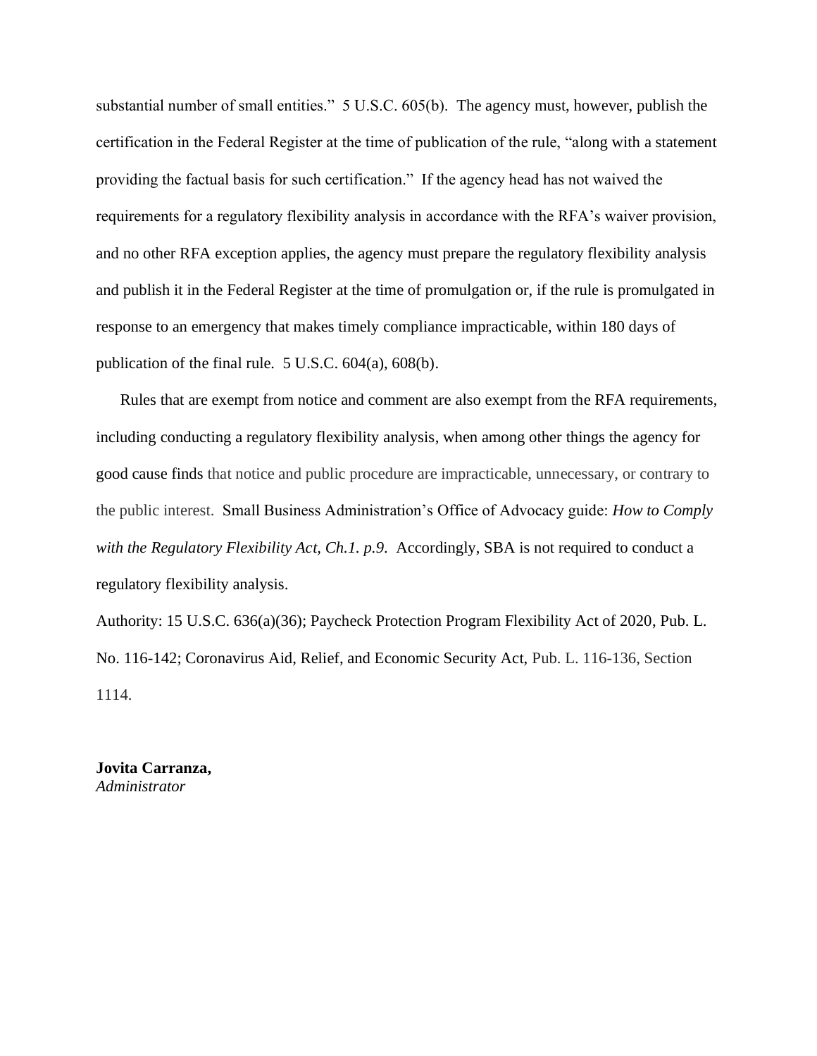substantial number of small entities." 5 U.S.C. 605(b). The agency must, however, publish the certification in the Federal Register at the time of publication of the rule, "along with a statement providing the factual basis for such certification." If the agency head has not waived the requirements for a regulatory flexibility analysis in accordance with the RFA's waiver provision, and no other RFA exception applies, the agency must prepare the regulatory flexibility analysis and publish it in the Federal Register at the time of promulgation or, if the rule is promulgated in response to an emergency that makes timely compliance impracticable, within 180 days of publication of the final rule. 5 U.S.C. 604(a), 608(b).

Rules that are exempt from notice and comment are also exempt from the RFA requirements, including conducting a regulatory flexibility analysis, when among other things the agency for good cause finds that notice and public procedure are impracticable, unnecessary, or contrary to the public interest. Small Business Administration's Office of Advocacy guide: *How to Comply with the Regulatory Flexibility Act, Ch.1. p.9*. Accordingly, SBA is not required to conduct a regulatory flexibility analysis.

Authority: 15 U.S.C. 636(a)(36); Paycheck Protection Program Flexibility Act of 2020, Pub. L. No. 116-142; Coronavirus Aid, Relief, and Economic Security Act, Pub. L. 116-136, Section 1114.

**Jovita Carranza,**
*Administrator*